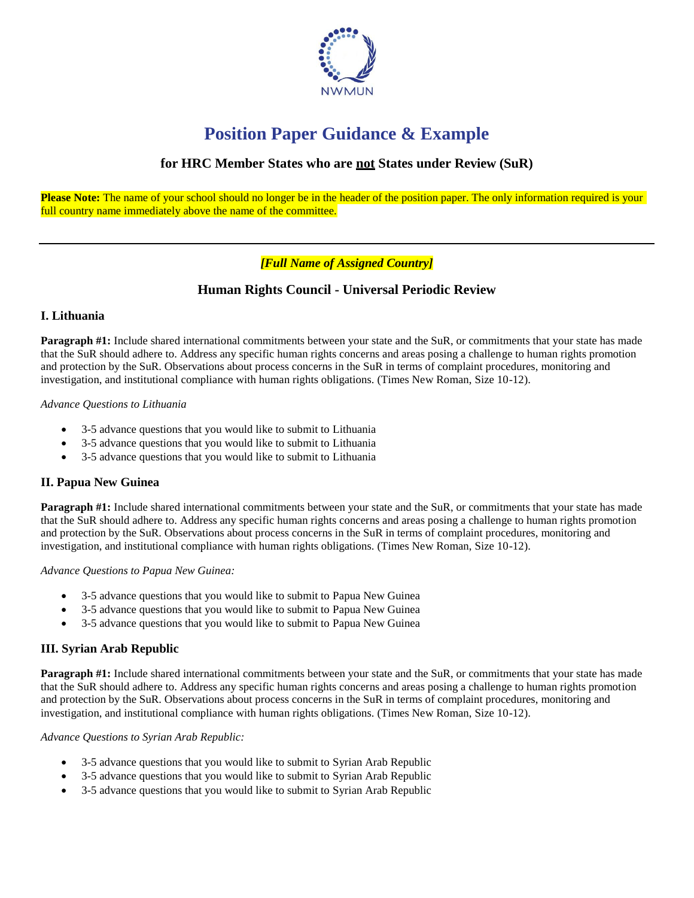NWMUN

# Position Paper Guidance & Example

### for HRC Member States who are not States under Review (SuR)

**Please Note:** The name of your school should no longer be in the header of the position paper. The only information required is your full country name immediately above the name of the committee.

---

***[Full Name of Assigned Country]***

## Human Rights Council - Universal Periodic Review

### I. Lithuania

**Paragraph #1:** Include shared international commitments between your state and the SuR, or commitments that your state has made that the SuR should adhere to. Address any specific human rights concerns and areas posing a challenge to human rights promotion and protection by the SuR. Observations about process concerns in the SuR in terms of complaint procedures, monitoring and investigation, and institutional compliance with human rights obligations. (Times New Roman, Size 10-12).

*Advance Questions to Lithuania*

- 3-5 advance questions that you would like to submit to Lithuania
- 3-5 advance questions that you would like to submit to Lithuania
- 3-5 advance questions that you would like to submit to Lithuania

### II. Papua New Guinea

**Paragraph #1:** Include shared international commitments between your state and the SuR, or commitments that your state has made that the SuR should adhere to. Address any specific human rights concerns and areas posing a challenge to human rights promotion and protection by the SuR. Observations about process concerns in the SuR in terms of complaint procedures, monitoring and investigation, and institutional compliance with human rights obligations. (Times New Roman, Size 10-12).

*Advance Questions to Papua New Guinea:*

- 3-5 advance questions that you would like to submit to Papua New Guinea
- 3-5 advance questions that you would like to submit to Papua New Guinea
- 3-5 advance questions that you would like to submit to Papua New Guinea

### III. Syrian Arab Republic

**Paragraph #1:** Include shared international commitments between your state and the SuR, or commitments that your state has made that the SuR should adhere to. Address any specific human rights concerns and areas posing a challenge to human rights promotion and protection by the SuR. Observations about process concerns in the SuR in terms of complaint procedures, monitoring and investigation, and institutional compliance with human rights obligations. (Times New Roman, Size 10-12).

*Advance Questions to Syrian Arab Republic:*

- 3-5 advance questions that you would like to submit to Syrian Arab Republic
- 3-5 advance questions that you would like to submit to Syrian Arab Republic
- 3-5 advance questions that you would like to submit to Syrian Arab Republic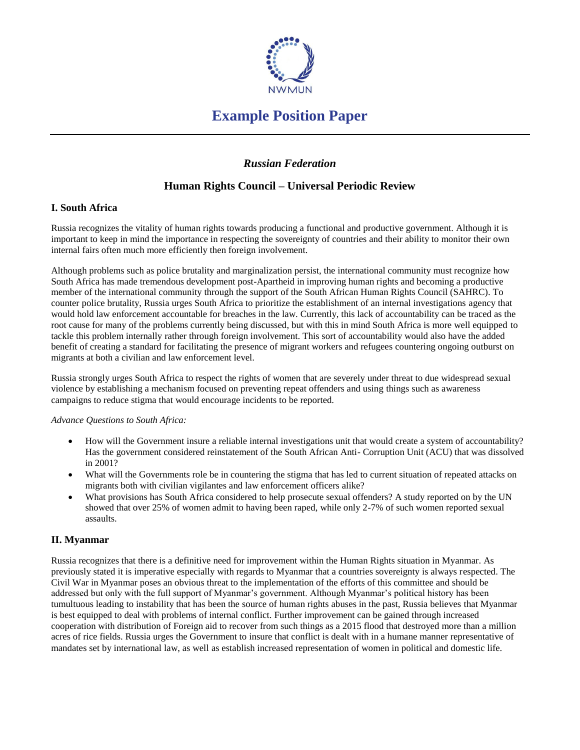# Example Position Paper

## *Russian Federation*

## Human Rights Council – Universal Periodic Review

### I. South Africa

Russia recognizes the vitality of human rights towards producing a functional and productive government. Although it is important to keep in mind the importance in respecting the sovereignty of countries and their ability to monitor their own internal fairs often much more efficiently then foreign involvement.

Although problems such as police brutality and marginalization persist, the international community must recognize how South Africa has made tremendous development post-Apartheid in improving human rights and becoming a productive member of the international community through the support of the South African Human Rights Council (SAHRC). To counter police brutality, Russia urges South Africa to prioritize the establishment of an internal investigations agency that would hold law enforcement accountable for breaches in the law. Currently, this lack of accountability can be traced as the root cause for many of the problems currently being discussed, but with this in mind South Africa is more well equipped to tackle this problem internally rather through foreign involvement. This sort of accountability would also have the added benefit of creating a standard for facilitating the presence of migrant workers and refugees countering ongoing outburst on migrants at both a civilian and law enforcement level.

Russia strongly urges South Africa to respect the rights of women that are severely under threat to due widespread sexual violence by establishing a mechanism focused on preventing repeat offenders and using things such as awareness campaigns to reduce stigma that would encourage incidents to be reported.

*Advance Questions to South Africa:*

- How will the Government insure a reliable internal investigations unit that would create a system of accountability? Has the government considered reinstatement of the South African Anti- Corruption Unit (ACU) that was dissolved in 2001?
- What will the Governments role be in countering the stigma that has led to current situation of repeated attacks on migrants both with civilian vigilantes and law enforcement officers alike?
- What provisions has South Africa considered to help prosecute sexual offenders? A study reported on by the UN showed that over 25% of women admit to having been raped, while only 2-7% of such women reported sexual assaults.

### II. Myanmar

Russia recognizes that there is a definitive need for improvement within the Human Rights situation in Myanmar. As previously stated it is imperative especially with regards to Myanmar that a countries sovereignty is always respected. The Civil War in Myanmar poses an obvious threat to the implementation of the efforts of this committee and should be addressed but only with the full support of Myanmar's government. Although Myanmar's political history has been tumultuous leading to instability that has been the source of human rights abuses in the past, Russia believes that Myanmar is best equipped to deal with problems of internal conflict. Further improvement can be gained through increased cooperation with distribution of Foreign aid to recover from such things as a 2015 flood that destroyed more than a million acres of rice fields. Russia urges the Government to insure that conflict is dealt with in a humane manner representative of mandates set by international law, as well as establish increased representation of women in political and domestic life.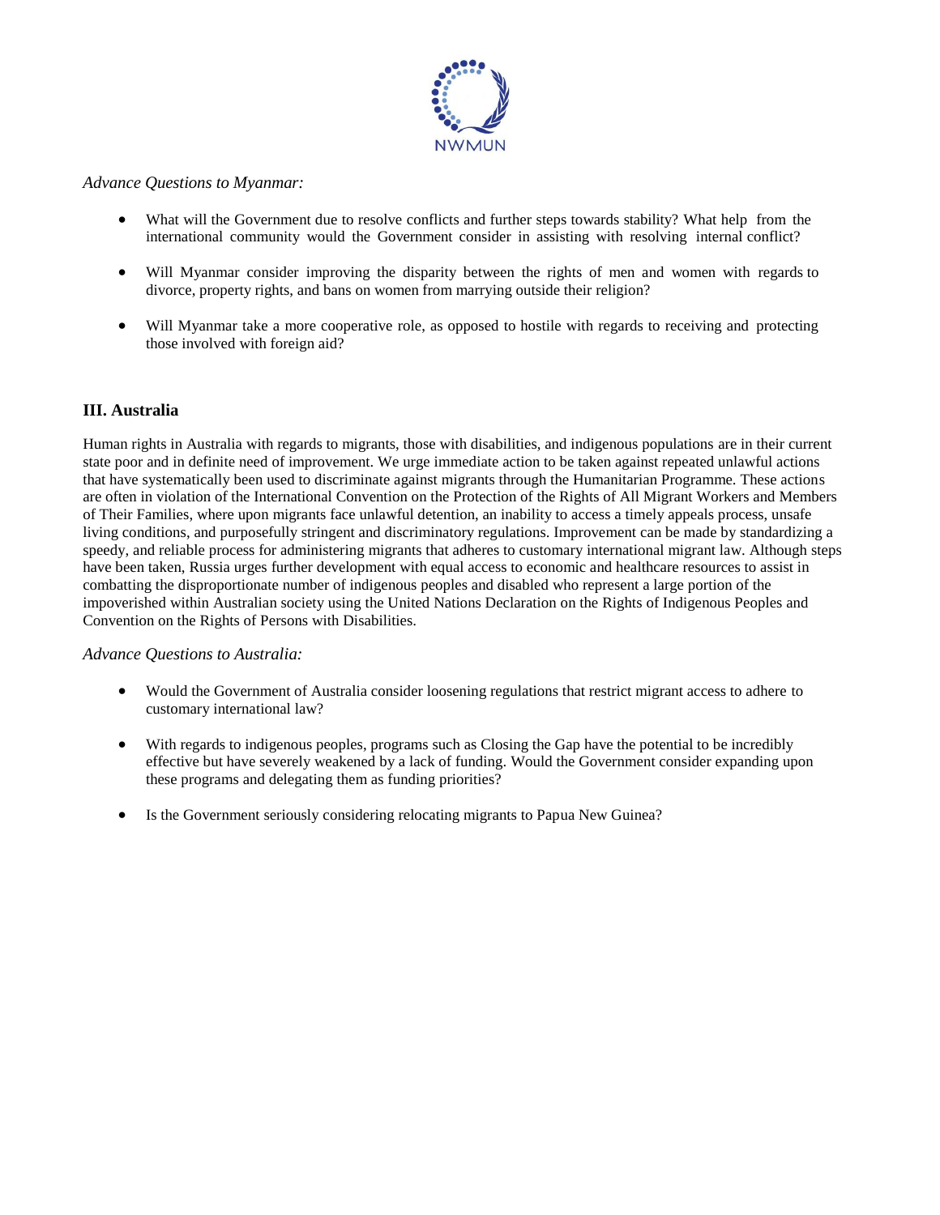*Advance Questions to Myanmar:*

- What will the Government due to resolve conflicts and further steps towards stability? What help from the international community would the Government consider in assisting with resolving internal conflict?
- Will Myanmar consider improving the disparity between the rights of men and women with regards to divorce, property rights, and bans on women from marrying outside their religion?
- Will Myanmar take a more cooperative role, as opposed to hostile with regards to receiving and protecting those involved with foreign aid?

### III. Australia

Human rights in Australia with regards to migrants, those with disabilities, and indigenous populations are in their current state poor and in definite need of improvement. We urge immediate action to be taken against repeated unlawful actions that have systematically been used to discriminate against migrants through the Humanitarian Programme. These actions are often in violation of the International Convention on the Protection of the Rights of All Migrant Workers and Members of Their Families, where upon migrants face unlawful detention, an inability to access a timely appeals process, unsafe living conditions, and purposefully stringent and discriminatory regulations. Improvement can be made by standardizing a speedy, and reliable process for administering migrants that adheres to customary international migrant law. Although steps have been taken, Russia urges further development with equal access to economic and healthcare resources to assist in combatting the disproportionate number of indigenous peoples and disabled who represent a large portion of the impoverished within Australian society using the United Nations Declaration on the Rights of Indigenous Peoples and Convention on the Rights of Persons with Disabilities.

*Advance Questions to Australia:*

- Would the Government of Australia consider loosening regulations that restrict migrant access to adhere to customary international law?
- With regards to indigenous peoples, programs such as Closing the Gap have the potential to be incredibly effective but have severely weakened by a lack of funding. Would the Government consider expanding upon these programs and delegating them as funding priorities?
- Is the Government seriously considering relocating migrants to Papua New Guinea?